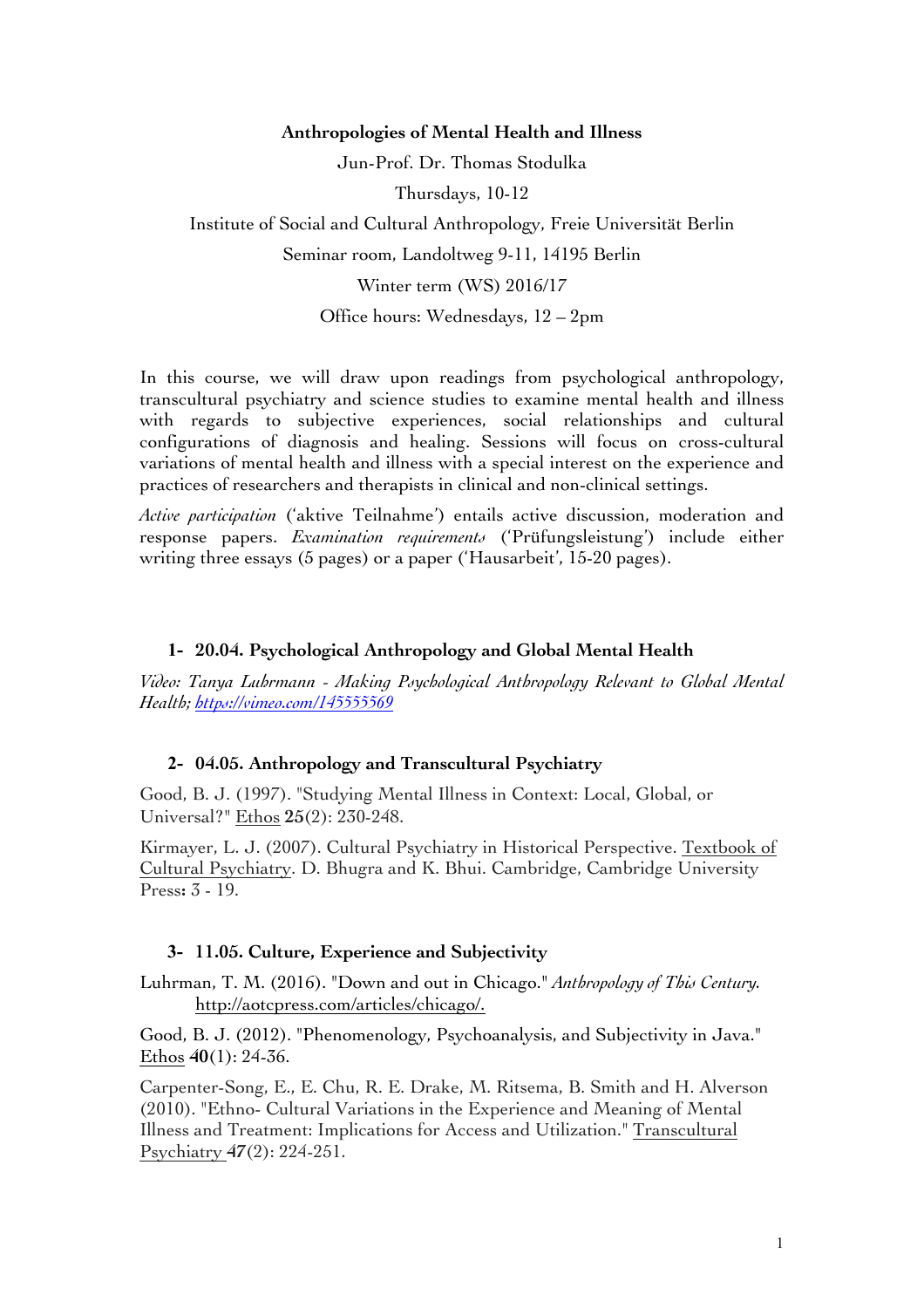**Anthropologies of Mental Health and Illness**

Jun-Prof. Dr. Thomas Stodulka

Thursdays, 10-12

Institute of Social and Cultural Anthropology, Freie Universität Berlin

Seminar room, Landoltweg 9-11, 14195 Berlin

Winter term (WS) 2016/17

Office hours: Wednesdays, 12 – 2pm

In this course, we will draw upon readings from psychological anthropology, transcultural psychiatry and science studies to examine mental health and illness with regards to subjective experiences, social relationships and cultural configurations of diagnosis and healing. Sessions will focus on cross-cultural variations of mental health and illness with a special interest on the experience and practices of researchers and therapists in clinical and non-clinical settings.

*Active participation* ('aktive Teilnahme') entails active discussion, moderation and response papers. *Examination requirements* ('Prüfungsleistung') include either writing three essays (5 pages) or a paper ('Hausarbeit', 15-20 pages).

### 1- 20.04. Psychological Anthropology and Global Mental Health

*Video: Tanya Luhrmann - Making Psychological Anthropology Relevant to Global Mental Health; https://vimeo.com/145555569*

### 2- 04.05. Anthropology and Transcultural Psychiatry

Good, B. J. (1997). "Studying Mental Illness in Context: Local, Global, or Universal?" Ethos **25**(2): 230-248.

Kirmayer, L. J. (2007). Cultural Psychiatry in Historical Perspective. Textbook of Cultural Psychiatry. D. Bhugra and K. Bhui. Cambridge, Cambridge University Press**:** 3 - 19.

### 3- 11.05. Culture, Experience and Subjectivity

Luhrman, T. M. (2016). "Down and out in Chicago." *Anthropology of This Century.* http://aotcpress.com/articles/chicago/.

Good, B. J. (2012). "Phenomenology, Psychoanalysis, and Subjectivity in Java." Ethos **40**(1): 24-36.

Carpenter-Song, E., E. Chu, R. E. Drake, M. Ritsema, B. Smith and H. Alverson (2010). "Ethno- Cultural Variations in the Experience and Meaning of Mental Illness and Treatment: Implications for Access and Utilization." Transcultural Psychiatry **47**(2): 224-251.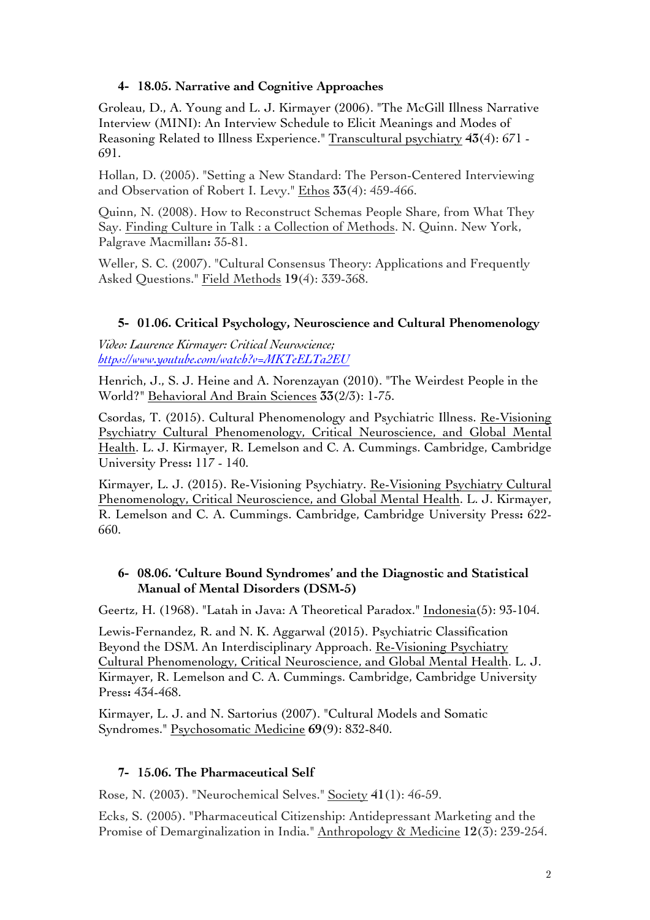#### 4- 18.05. Narrative and Cognitive Approaches

Groleau, D., A. Young and L. J. Kirmayer (2006). "The McGill Illness Narrative Interview (MINI): An Interview Schedule to Elicit Meanings and Modes of Reasoning Related to Illness Experience." Transcultural psychiatry **43**(4): 671 - 691.

Hollan, D. (2005). "Setting a New Standard: The Person-Centered Interviewing and Observation of Robert I. Levy." Ethos **33**(4): 459-466.

Quinn, N. (2008). How to Reconstruct Schemas People Share, from What They Say. Finding Culture in Talk : a Collection of Methods. N. Quinn. New York, Palgrave Macmillan**:** 35-81.

Weller, S. C. (2007). "Cultural Consensus Theory: Applications and Frequently Asked Questions." Field Methods **19**(4): 339-368.

#### 5- 01.06. Critical Psychology, Neuroscience and Cultural Phenomenology

*Video: Laurence Kirmayer: Critical Neuroscience;*
*https://www.youtube.com/watch?v=MKTeELTa2EU*

Henrich, J., S. J. Heine and A. Norenzayan (2010). "The Weirdest People in the World?" Behavioral And Brain Sciences **33**(2/3): 1-75.

Csordas, T. (2015). Cultural Phenomenology and Psychiatric Illness. Re-Visioning Psychiatry Cultural Phenomenology, Critical Neuroscience, and Global Mental Health. L. J. Kirmayer, R. Lemelson and C. A. Cummings. Cambridge, Cambridge University Press**:** 117 - 140.

Kirmayer, L. J. (2015). Re-Visioning Psychiatry. Re-Visioning Psychiatry Cultural Phenomenology, Critical Neuroscience, and Global Mental Health. L. J. Kirmayer, R. Lemelson and C. A. Cummings. Cambridge, Cambridge University Press**:** 622-660.

#### 6- 08.06. 'Culture Bound Syndromes' and the Diagnostic and Statistical Manual of Mental Disorders (DSM-5)

Geertz, H. (1968). "Latah in Java: A Theoretical Paradox." Indonesia(5): 93-104.

Lewis-Fernandez, R. and N. K. Aggarwal (2015). Psychiatric Classification Beyond the DSM. An Interdisciplinary Approach. Re-Visioning Psychiatry Cultural Phenomenology, Critical Neuroscience, and Global Mental Health. L. J. Kirmayer, R. Lemelson and C. A. Cummings. Cambridge, Cambridge University Press**:** 434-468.

Kirmayer, L. J. and N. Sartorius (2007). "Cultural Models and Somatic Syndromes." Psychosomatic Medicine **69**(9): 832-840.

#### 7- 15.06. The Pharmaceutical Self

Rose, N. (2003). "Neurochemical Selves." Society **41**(1): 46-59.

Ecks, S. (2005). "Pharmaceutical Citizenship: Antidepressant Marketing and the Promise of Demarginalization in India." Anthropology & Medicine **12**(3): 239-254.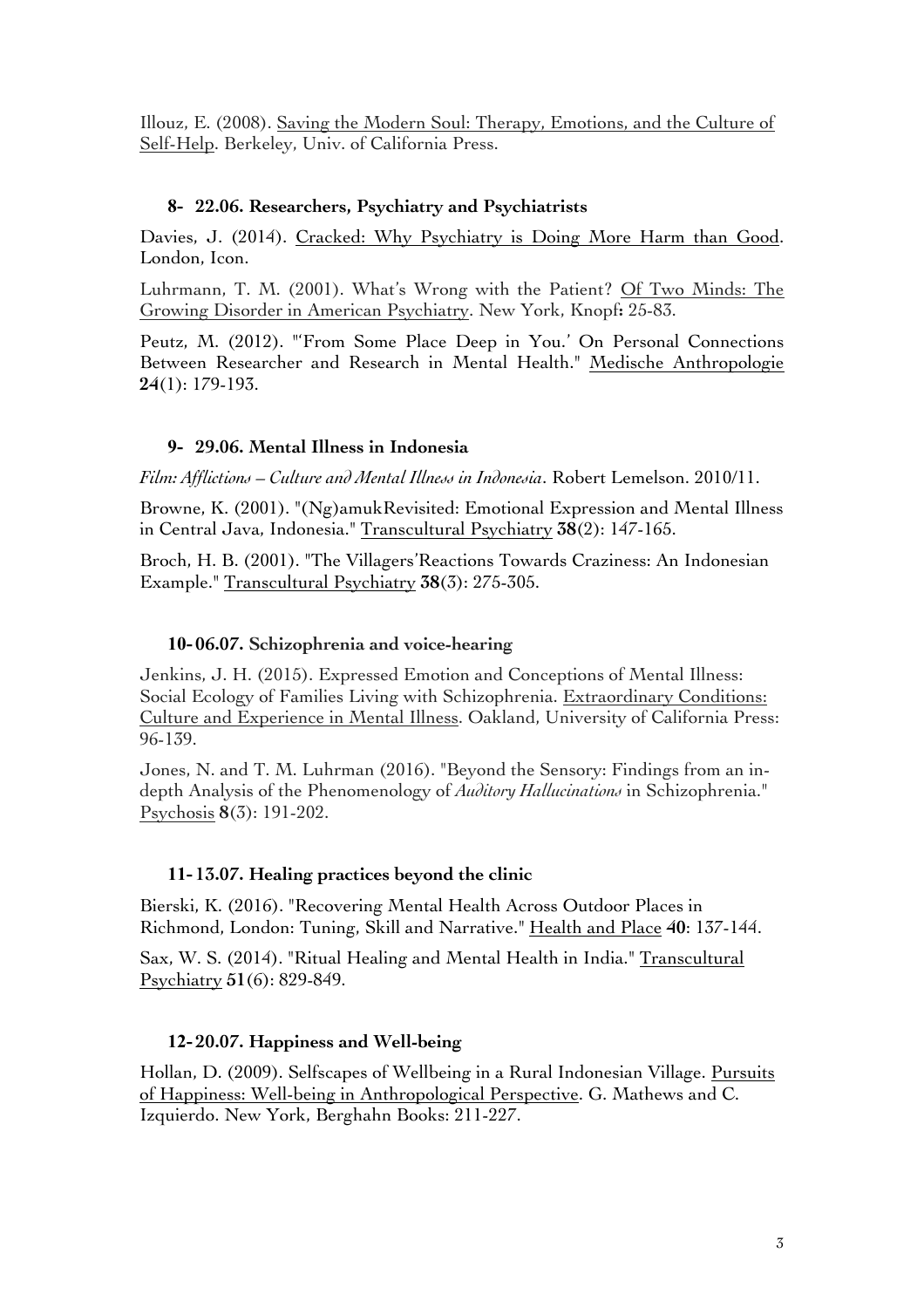Illouz, E. (2008). Saving the Modern Soul: Therapy, Emotions, and the Culture of Self-Help. Berkeley, Univ. of California Press.

### 8- 22.06. Researchers, Psychiatry and Psychiatrists

Davies, J. (2014). Cracked: Why Psychiatry is Doing More Harm than Good. London, Icon.

Luhrmann, T. M. (2001). What's Wrong with the Patient? Of Two Minds: The Growing Disorder in American Psychiatry. New York, Knopf**:** 25-83.

Peutz, M. (2012). "'From Some Place Deep in You.' On Personal Connections Between Researcher and Research in Mental Health." Medische Anthropologie **24**(1): 179-193.

### 9- 29.06. Mental Illness in Indonesia

*Film: Afflictions – Culture and Mental Illness in Indonesia*. Robert Lemelson. 2010/11.

Browne, K. (2001). "(Ng)amukRevisited: Emotional Expression and Mental Illness in Central Java, Indonesia." Transcultural Psychiatry **38**(2): 147-165.

Broch, H. B. (2001). "The Villagers'Reactions Towards Craziness: An Indonesian Example." Transcultural Psychiatry **38**(3): 275-305.

### 10- 06.07. Schizophrenia and voice-hearing

Jenkins, J. H. (2015). Expressed Emotion and Conceptions of Mental Illness: Social Ecology of Families Living with Schizophrenia. Extraordinary Conditions: Culture and Experience in Mental Illness. Oakland, University of California Press: 96-139.

Jones, N. and T. M. Luhrman (2016). "Beyond the Sensory: Findings from an in-depth Analysis of the Phenomenology of *Auditory Hallucinations* in Schizophrenia." Psychosis **8**(3): 191-202.

### 11- 13.07. Healing practices beyond the clinic

Bierski, K. (2016). "Recovering Mental Health Across Outdoor Places in Richmond, London: Tuning, Skill and Narrative." Health and Place **40**: 137-144.

Sax, W. S. (2014). "Ritual Healing and Mental Health in India." Transcultural Psychiatry **51**(6): 829-849.

### 12- 20.07. Happiness and Well-being

Hollan, D. (2009). Selfscapes of Wellbeing in a Rural Indonesian Village. Pursuits of Happiness: Well-being in Anthropological Perspective. G. Mathews and C. Izquierdo. New York, Berghahn Books: 211-227.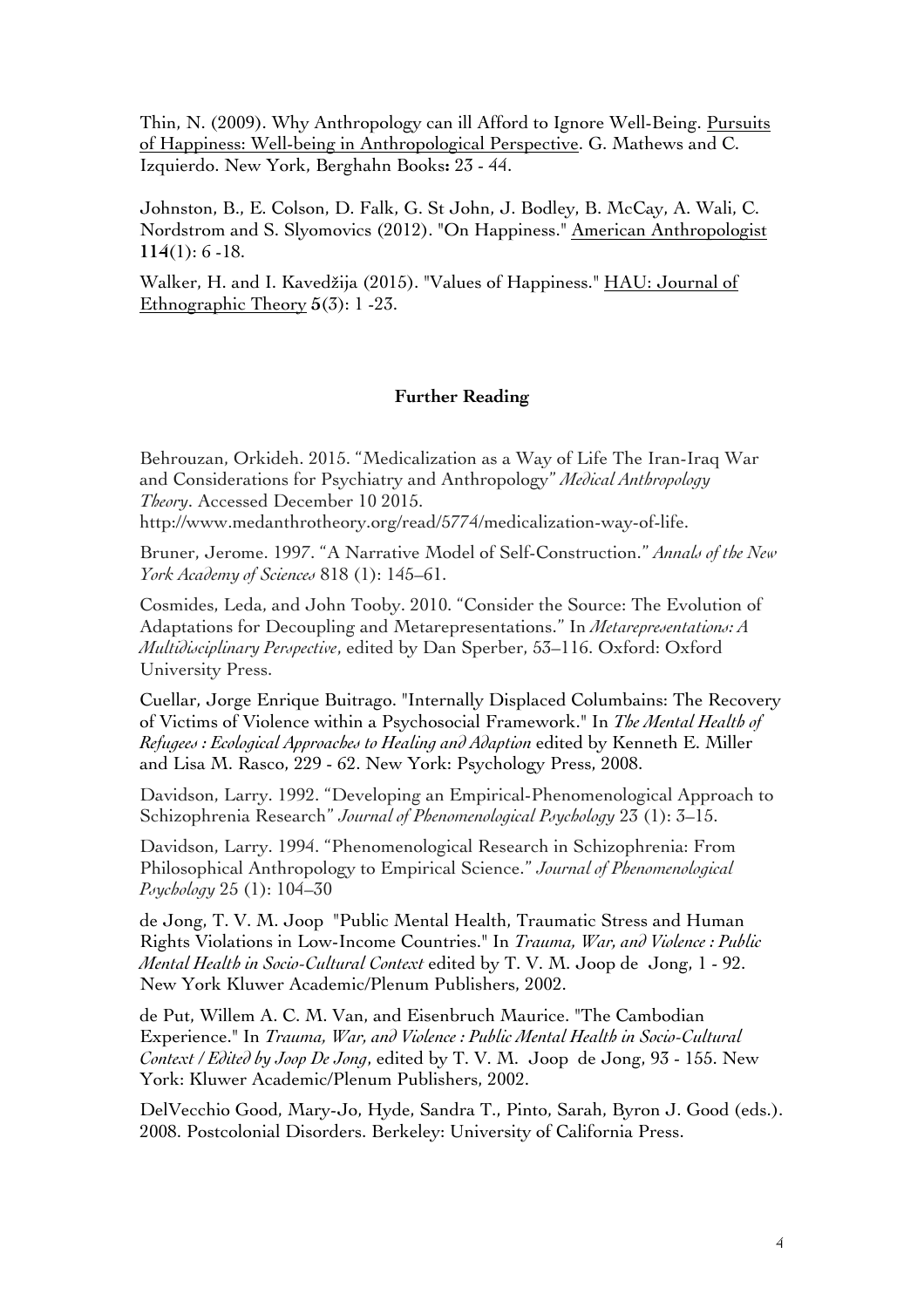Thin, N. (2009). Why Anthropology can ill Afford to Ignore Well-Being. Pursuits of Happiness: Well-being in Anthropological Perspective. G. Mathews and C. Izquierdo. New York, Berghahn Books**:** 23 - 44.

Johnston, B., E. Colson, D. Falk, G. St John, J. Bodley, B. McCay, A. Wali, C. Nordstrom and S. Slyomovics (2012). "On Happiness." American Anthropologist **114**(1): 6 -18.

Walker, H. and I. Kavedžija (2015). "Values of Happiness." HAU: Journal of Ethnographic Theory **5**(3): 1 -23.

**Further Reading**

Behrouzan, Orkideh. 2015. "Medicalization as a Way of Life The Iran-Iraq War and Considerations for Psychiatry and Anthropology" *Medical Anthropology Theory*. Accessed December 10 2015. http://www.medanthrotheory.org/read/5774/medicalization-way-of-life.

Bruner, Jerome. 1997. "A Narrative Model of Self-Construction." *Annals of the New York Academy of Sciences* 818 (1): 145–61.

Cosmides, Leda, and John Tooby. 2010. "Consider the Source: The Evolution of Adaptations for Decoupling and Metarepresentations." In *Metarepresentations: A Multidisciplinary Perspective*, edited by Dan Sperber, 53–116. Oxford: Oxford University Press.

Cuellar, Jorge Enrique Buitrago. "Internally Displaced Columbains: The Recovery of Victims of Violence within a Psychosocial Framework." In *The Mental Health of Refugees : Ecological Approaches to Healing and Adaption* edited by Kenneth E. Miller and Lisa M. Rasco, 229 - 62. New York: Psychology Press, 2008.

Davidson, Larry. 1992. "Developing an Empirical-Phenomenological Approach to Schizophrenia Research" *Journal of Phenomenological Psychology* 23 (1): 3–15.

Davidson, Larry. 1994. "Phenomenological Research in Schizophrenia: From Philosophical Anthropology to Empirical Science." *Journal of Phenomenological Psychology* 25 (1): 104–30

de Jong, T. V. M. Joop "Public Mental Health, Traumatic Stress and Human Rights Violations in Low-Income Countries." In *Trauma, War, and Violence : Public Mental Health in Socio-Cultural Context* edited by T. V. M. Joop de Jong, 1 - 92. New York Kluwer Academic/Plenum Publishers, 2002.

de Put, Willem A. C. M. Van, and Eisenbruch Maurice. "The Cambodian Experience." In *Trauma, War, and Violence : Public Mental Health in Socio-Cultural Context / Edited by Joop De Jong*, edited by T. V. M. Joop de Jong, 93 - 155. New York: Kluwer Academic/Plenum Publishers, 2002.

DelVecchio Good, Mary-Jo, Hyde, Sandra T., Pinto, Sarah, Byron J. Good (eds.). 2008. Postcolonial Disorders. Berkeley: University of California Press.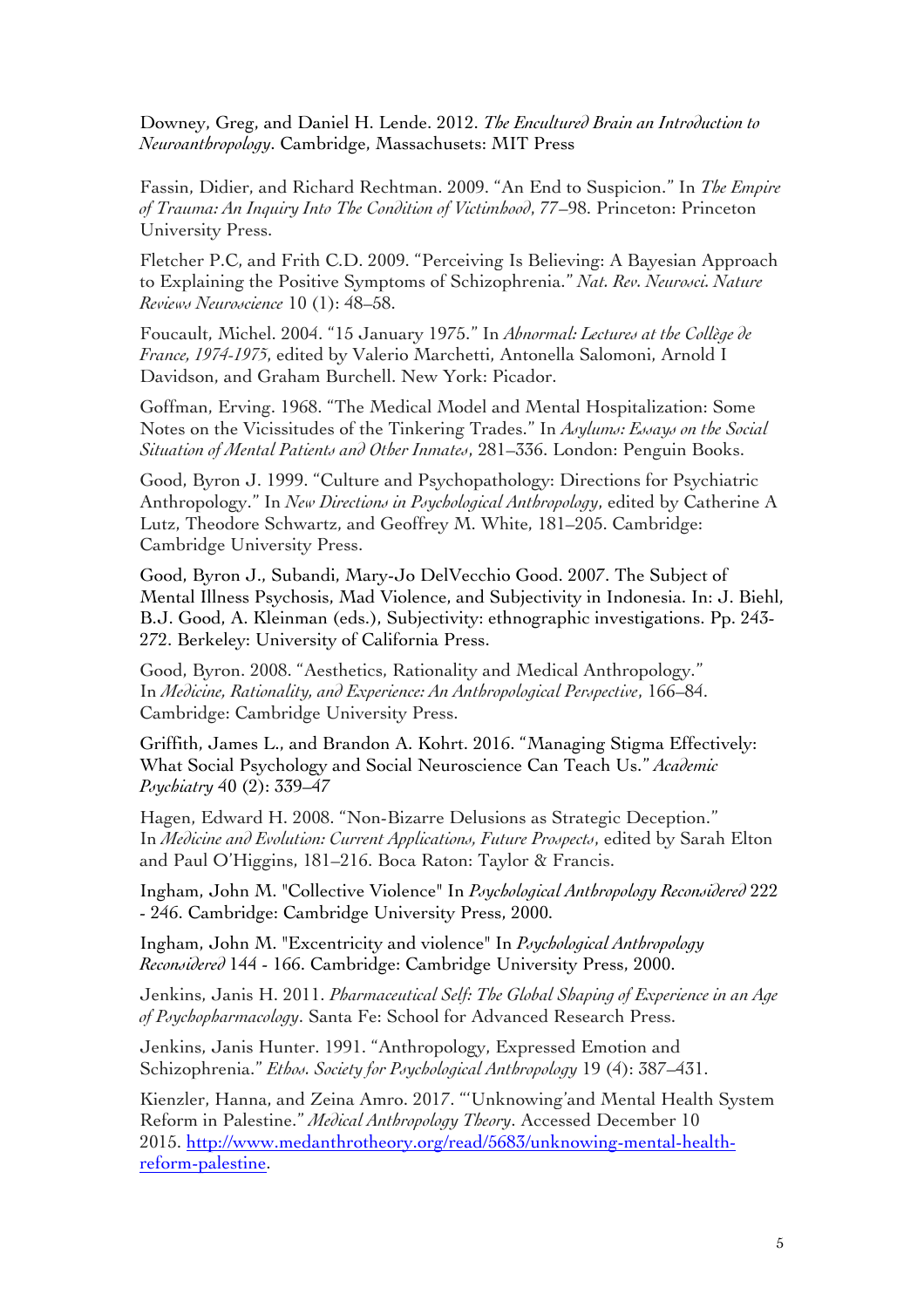Downey, Greg, and Daniel H. Lende. 2012. *The Encultured Brain an Introduction to Neuroanthropology*. Cambridge, Massachusets: MIT Press

Fassin, Didier, and Richard Rechtman. 2009. "An End to Suspicion." In *The Empire of Trauma: An Inquiry Into The Condition of Victimhood*, 77–98. Princeton: Princeton University Press.

Fletcher P.C, and Frith C.D. 2009. "Perceiving Is Believing: A Bayesian Approach to Explaining the Positive Symptoms of Schizophrenia." *Nat. Rev. Neurosci. Nature Reviews Neuroscience* 10 (1): 48–58.

Foucault, Michel. 2004. "15 January 1975." In *Abnormal: Lectures at the Collège de France, 1974-1975*, edited by Valerio Marchetti, Antonella Salomoni, Arnold I Davidson, and Graham Burchell. New York: Picador.

Goffman, Erving. 1968. "The Medical Model and Mental Hospitalization: Some Notes on the Vicissitudes of the Tinkering Trades." In *Asylums: Essays on the Social Situation of Mental Patients and Other Inmates*, 281–336. London: Penguin Books.

Good, Byron J. 1999. "Culture and Psychopathology: Directions for Psychiatric Anthropology." In *New Directions in Psychological Anthropology*, edited by Catherine A Lutz, Theodore Schwartz, and Geoffrey M. White, 181–205. Cambridge: Cambridge University Press.

Good, Byron J., Subandi, Mary-Jo DelVecchio Good. 2007. The Subject of Mental Illness Psychosis, Mad Violence, and Subjectivity in Indonesia. In: J. Biehl, B.J. Good, A. Kleinman (eds.), Subjectivity: ethnographic investigations. Pp. 243-272. Berkeley: University of California Press.

Good, Byron. 2008. "Aesthetics, Rationality and Medical Anthropology." In *Medicine, Rationality, and Experience: An Anthropological Perspective*, 166–84. Cambridge: Cambridge University Press.

Griffith, James L., and Brandon A. Kohrt. 2016. "Managing Stigma Effectively: What Social Psychology and Social Neuroscience Can Teach Us." *Academic Psychiatry* 40 (2): 339–47

Hagen, Edward H. 2008. "Non-Bizarre Delusions as Strategic Deception." In *Medicine and Evolution: Current Applications, Future Prospects*, edited by Sarah Elton and Paul O'Higgins, 181–216. Boca Raton: Taylor & Francis.

Ingham, John M. "Collective Violence" In *Psychological Anthropology Reconsidered* 222 - 246. Cambridge: Cambridge University Press, 2000.

Ingham, John M. "Excentricity and violence" In *Psychological Anthropology Reconsidered* 144 - 166. Cambridge: Cambridge University Press, 2000.

Jenkins, Janis H. 2011. *Pharmaceutical Self: The Global Shaping of Experience in an Age of Psychopharmacology*. Santa Fe: School for Advanced Research Press.

Jenkins, Janis Hunter. 1991. "Anthropology, Expressed Emotion and Schizophrenia." *Ethos. Society for Psychological Anthropology* 19 (4): 387–431.

Kienzler, Hanna, and Zeina Amro. 2017. "'Unknowing'and Mental Health System Reform in Palestine." *Medical Anthropology Theory*. Accessed December 10 2015. [http://www.medanthrotheory.org/read/5683/unknowing-mental-health-reform-palestine](http://www.medanthrotheory.org/read/5683/unknowing-mental-health-reform-palestine).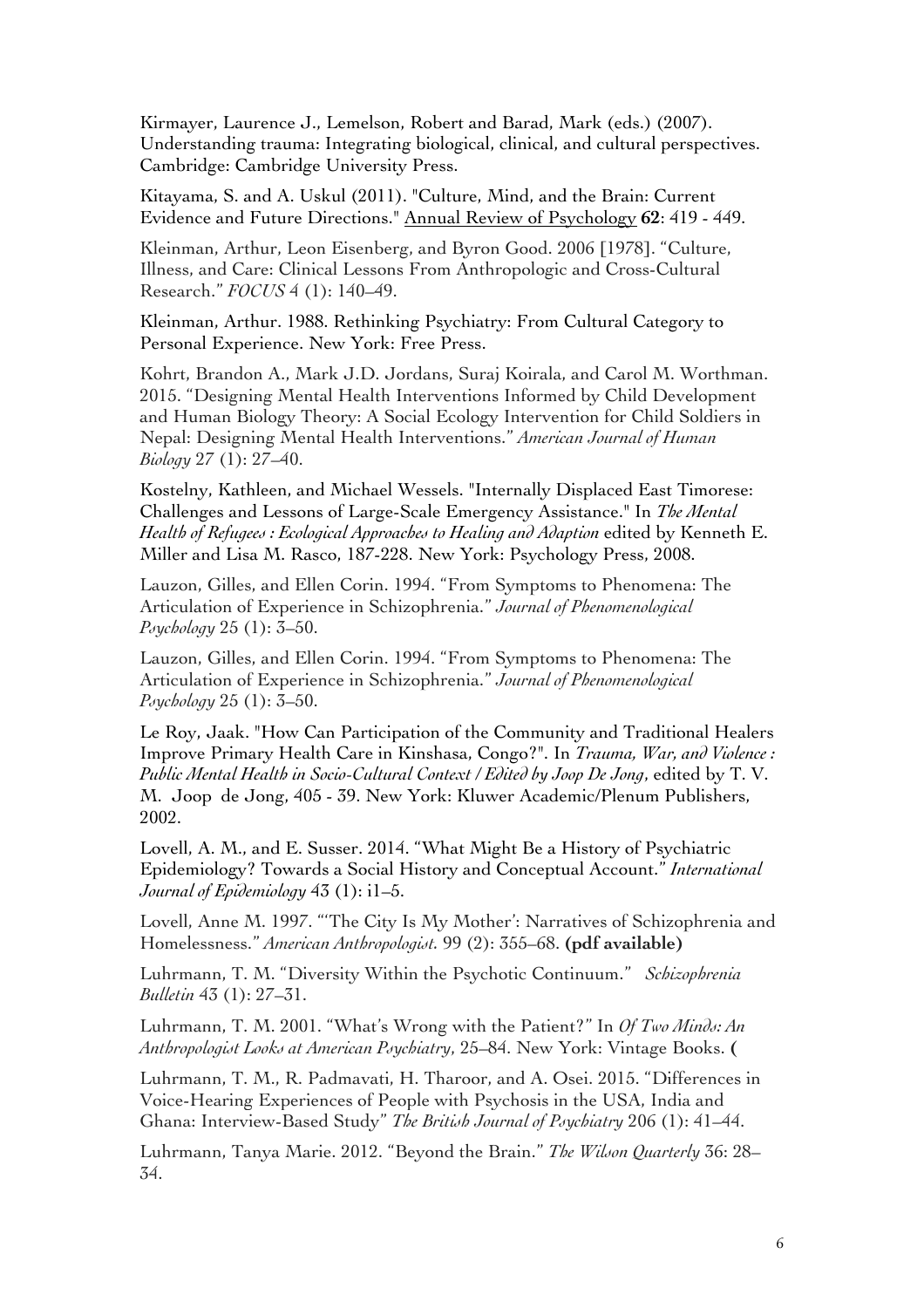Kirmayer, Laurence J., Lemelson, Robert and Barad, Mark (eds.) (2007). Understanding trauma: Integrating biological, clinical, and cultural perspectives. Cambridge: Cambridge University Press.

Kitayama, S. and A. Uskul (2011). "Culture, Mind, and the Brain: Current Evidence and Future Directions." Annual Review of Psychology **62**: 419 - 449.

Kleinman, Arthur, Leon Eisenberg, and Byron Good. 2006 [1978]. "Culture, Illness, and Care: Clinical Lessons From Anthropologic and Cross-Cultural Research." *FOCUS* 4 (1): 140–49.

Kleinman, Arthur. 1988. Rethinking Psychiatry: From Cultural Category to Personal Experience. New York: Free Press.

Kohrt, Brandon A., Mark J.D. Jordans, Suraj Koirala, and Carol M. Worthman. 2015. "Designing Mental Health Interventions Informed by Child Development and Human Biology Theory: A Social Ecology Intervention for Child Soldiers in Nepal: Designing Mental Health Interventions." *American Journal of Human Biology* 27 (1): 27–40.

Kostelny, Kathleen, and Michael Wessels. "Internally Displaced East Timorese: Challenges and Lessons of Large-Scale Emergency Assistance." In *The Mental Health of Refugees : Ecological Approaches to Healing and Adaption* edited by Kenneth E. Miller and Lisa M. Rasco, 187-228. New York: Psychology Press, 2008.

Lauzon, Gilles, and Ellen Corin. 1994. "From Symptoms to Phenomena: The Articulation of Experience in Schizophrenia." *Journal of Phenomenological Psychology* 25 (1): 3–50.

Lauzon, Gilles, and Ellen Corin. 1994. "From Symptoms to Phenomena: The Articulation of Experience in Schizophrenia." *Journal of Phenomenological Psychology* 25 (1): 3–50.

Le Roy, Jaak. "How Can Participation of the Community and Traditional Healers Improve Primary Health Care in Kinshasa, Congo?". In *Trauma, War, and Violence : Public Mental Health in Socio-Cultural Context / Edited by Joop De Jong*, edited by T. V. M. Joop de Jong, 405 - 39. New York: Kluwer Academic/Plenum Publishers, 2002.

Lovell, A. M., and E. Susser. 2014. "What Might Be a History of Psychiatric Epidemiology? Towards a Social History and Conceptual Account." *International Journal of Epidemiology* 43 (1): i1–5.

Lovell, Anne M. 1997. "'The City Is My Mother': Narratives of Schizophrenia and Homelessness." *American Anthropologist.* 99 (2): 355–68. **(pdf available)**

Luhrmann, T. M. "Diversity Within the Psychotic Continuum." *Schizophrenia Bulletin* 43 (1): 27–31.

Luhrmann, T. M. 2001. "What's Wrong with the Patient?" In *Of Two Minds: An Anthropologist Looks at American Psychiatry*, 25–84. New York: Vintage Books. **(**

Luhrmann, T. M., R. Padmavati, H. Tharoor, and A. Osei. 2015. "Differences in Voice-Hearing Experiences of People with Psychosis in the USA, India and Ghana: Interview-Based Study" *The British Journal of Psychiatry* 206 (1): 41–44.

Luhrmann, Tanya Marie. 2012. "Beyond the Brain." *The Wilson Quarterly* 36: 28–34.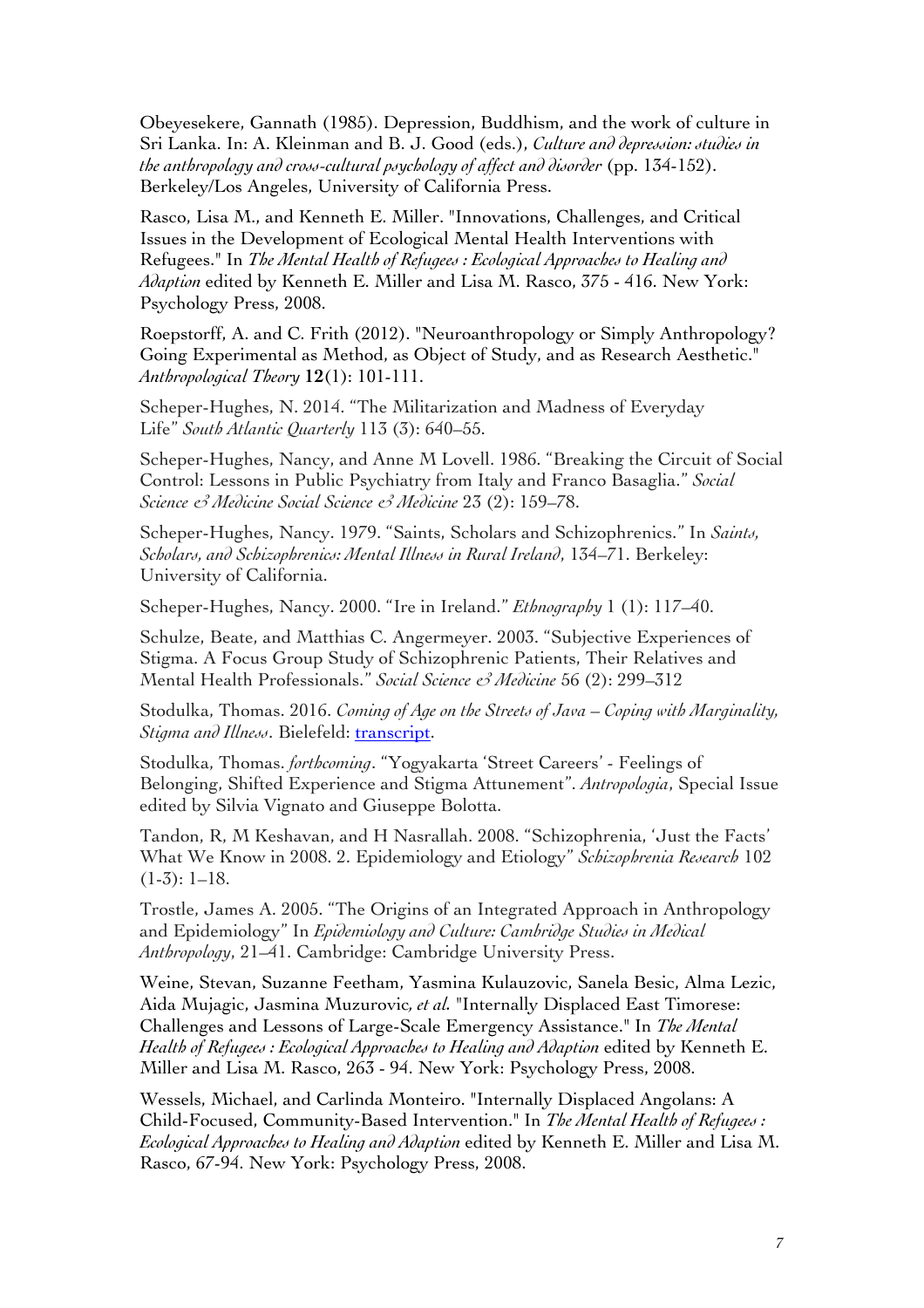Obeyesekere, Gannath (1985). Depression, Buddhism, and the work of culture in Sri Lanka. In: A. Kleinman and B. J. Good (eds.), *Culture and depression: studies in the anthropology and cross-cultural psychology of affect and disorder* (pp. 134-152). Berkeley/Los Angeles, University of California Press.

Rasco, Lisa M., and Kenneth E. Miller. "Innovations, Challenges, and Critical Issues in the Development of Ecological Mental Health Interventions with Refugees." In *The Mental Health of Refugees : Ecological Approaches to Healing and Adaption* edited by Kenneth E. Miller and Lisa M. Rasco, 375 - 416. New York: Psychology Press, 2008.

Roepstorff, A. and C. Frith (2012). "Neuroanthropology or Simply Anthropology? Going Experimental as Method, as Object of Study, and as Research Aesthetic." *Anthropological Theory* **12**(1): 101-111.

Scheper-Hughes, N. 2014. "The Militarization and Madness of Everyday Life" *South Atlantic Quarterly* 113 (3): 640–55.

Scheper-Hughes, Nancy, and Anne M Lovell. 1986. "Breaking the Circuit of Social Control: Lessons in Public Psychiatry from Italy and Franco Basaglia." *Social Science & Medicine Social Science & Medicine* 23 (2): 159–78.

Scheper-Hughes, Nancy. 1979. "Saints, Scholars and Schizophrenics." In *Saints, Scholars, and Schizophrenics: Mental Illness in Rural Ireland*, 134–71. Berkeley: University of California.

Scheper-Hughes, Nancy. 2000. "Ire in Ireland." *Ethnography* 1 (1): 117–40.

Schulze, Beate, and Matthias C. Angermeyer. 2003. "Subjective Experiences of Stigma. A Focus Group Study of Schizophrenic Patients, Their Relatives and Mental Health Professionals." *Social Science & Medicine* 56 (2): 299–312

Stodulka, Thomas. 2016. *Coming of Age on the Streets of Java – Coping with Marginality, Stigma and Illness*. Bielefeld: transcript.

Stodulka, Thomas. *forthcoming*. "Yogyakarta 'Street Careers' - Feelings of Belonging, Shifted Experience and Stigma Attunement". *Antropologia*, Special Issue edited by Silvia Vignato and Giuseppe Bolotta.

Tandon, R, M Keshavan, and H Nasrallah. 2008. "Schizophrenia, 'Just the Facts' What We Know in 2008. 2. Epidemiology and Etiology" *Schizophrenia Research* 102 (1-3): 1–18.

Trostle, James A. 2005. "The Origins of an Integrated Approach in Anthropology and Epidemiology" In *Epidemiology and Culture: Cambridge Studies in Medical Anthropology*, 21–41. Cambridge: Cambridge University Press.

Weine, Stevan, Suzanne Feetham, Yasmina Kulauzovic, Sanela Besic, Alma Lezic, Aida Mujagic, Jasmina Muzurovic*, et al.* "Internally Displaced East Timorese: Challenges and Lessons of Large-Scale Emergency Assistance." In *The Mental Health of Refugees : Ecological Approaches to Healing and Adaption* edited by Kenneth E. Miller and Lisa M. Rasco, 263 - 94. New York: Psychology Press, 2008.

Wessels, Michael, and Carlinda Monteiro. "Internally Displaced Angolans: A Child-Focused, Community-Based Intervention." In *The Mental Health of Refugees : Ecological Approaches to Healing and Adaption* edited by Kenneth E. Miller and Lisa M. Rasco, 67-94. New York: Psychology Press, 2008.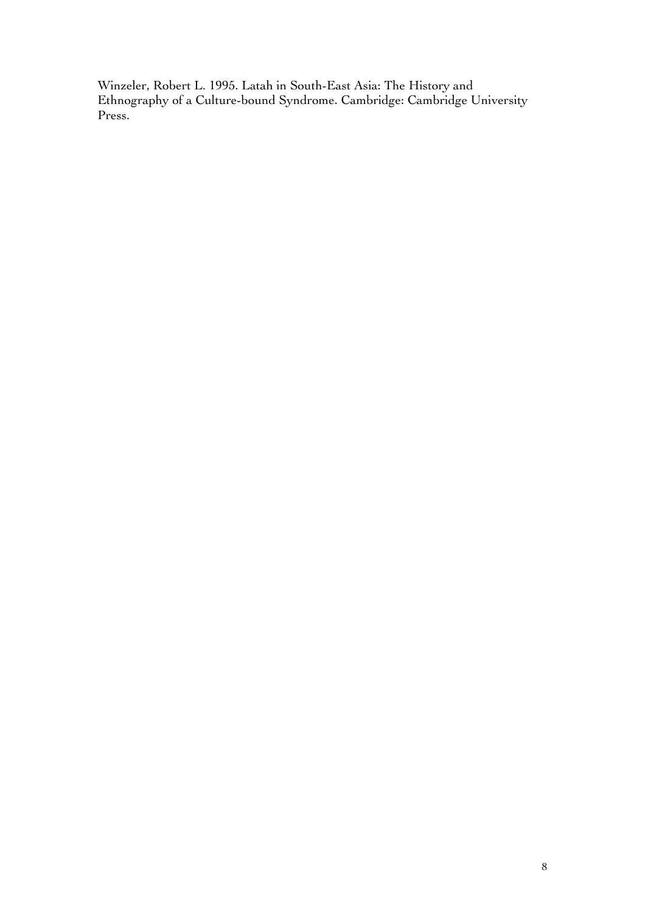Winzeler, Robert L. 1995. Latah in South-East Asia: The History and Ethnography of a Culture-bound Syndrome. Cambridge: Cambridge University Press.